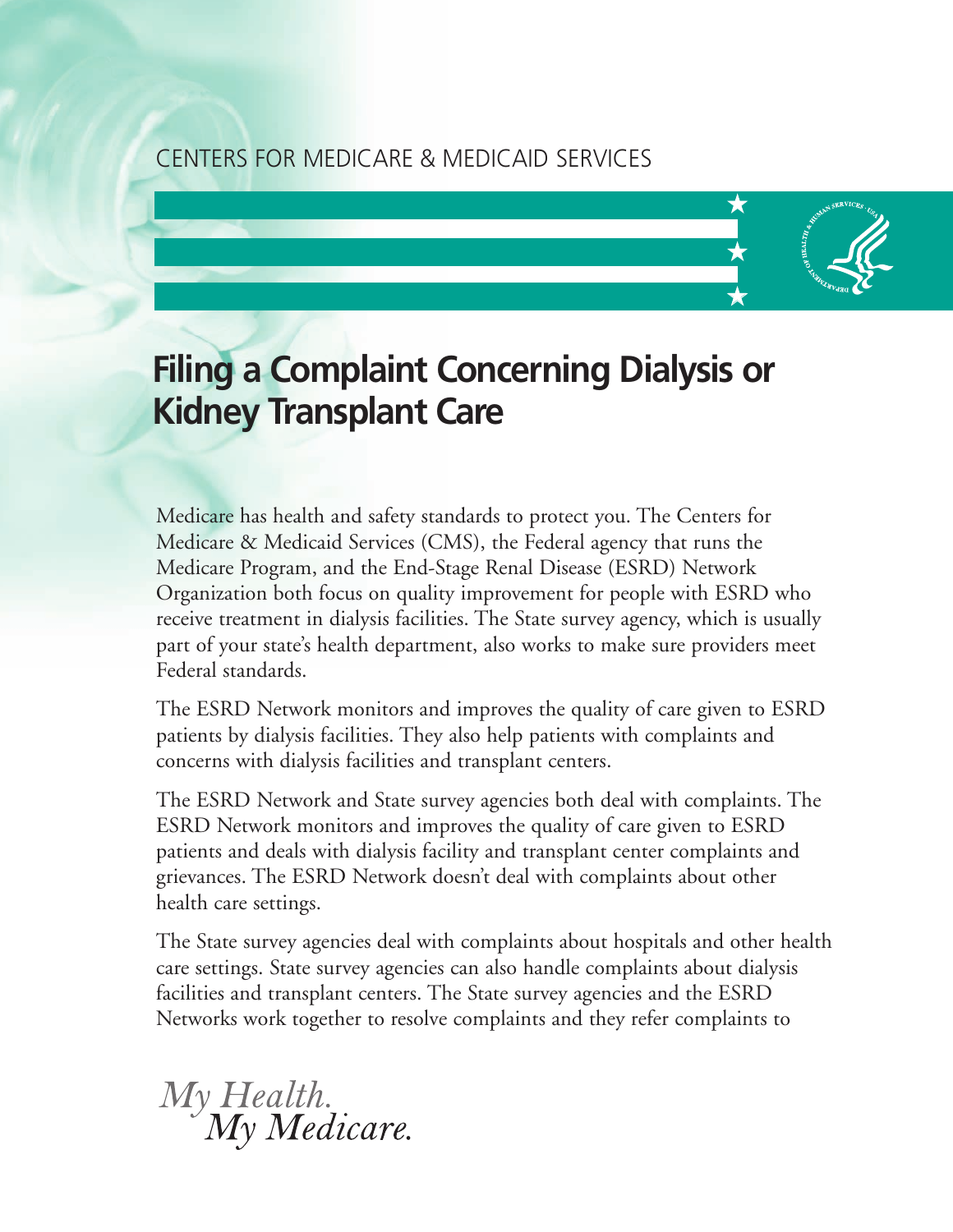CENTERS FOR MEDICARE & MEDICAID SERVICES

# Filing a Complaint Concerning Dialysis or Kidney Transplant Care

Medicare has health and safety standards to protect you. The Centers for Medicare & Medicaid Services (CMS), the Federal agency that runs the Medicare Program, and the End-Stage Renal Disease (ESRD) Network Organization both focus on quality improvement for people with ESRD who receive treatment in dialysis facilities. The State survey agency, which is usually part of your state's health department, also works to make sure providers meet Federal standards.

The ESRD Network monitors and improves the quality of care given to ESRD patients by dialysis facilities. They also help patients with complaints and concerns with dialysis facilities and transplant centers.

The ESRD Network and State survey agencies both deal with complaints. The ESRD Network monitors and improves the quality of care given to ESRD patients and deals with dialysis facility and transplant center complaints and grievances. The ESRD Network doesn't deal with complaints about other health care settings.

The State survey agencies deal with complaints about hospitals and other health care settings. State survey agencies can also handle complaints about dialysis facilities and transplant centers. The State survey agencies and the ESRD Networks work together to resolve complaints and they refer complaints to

*My Health.*
*My Medicare.*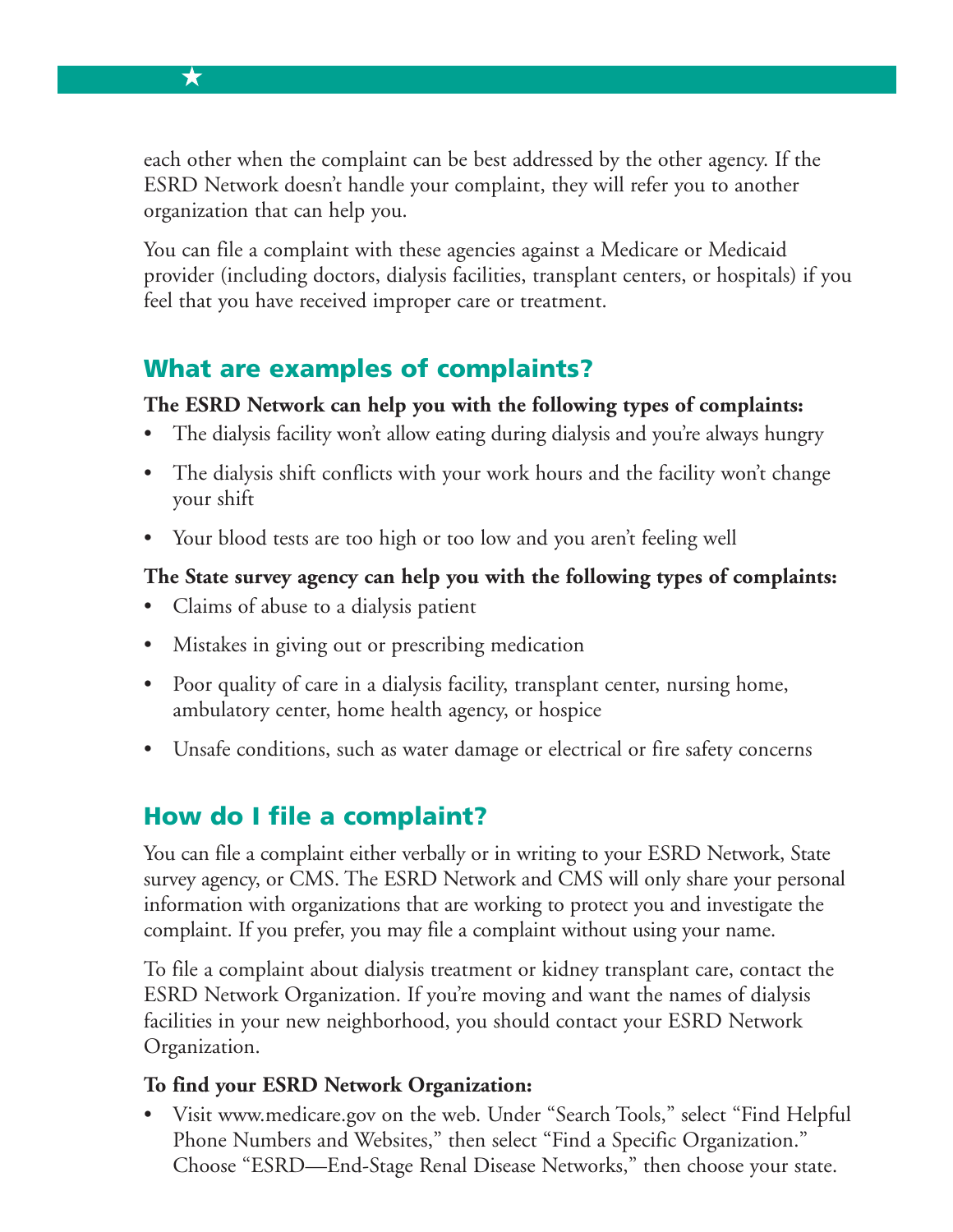each other when the complaint can be best addressed by the other agency. If the ESRD Network doesn't handle your complaint, they will refer you to another organization that can help you.

You can file a complaint with these agencies against a Medicare or Medicaid provider (including doctors, dialysis facilities, transplant centers, or hospitals) if you feel that you have received improper care or treatment.

## What are examples of complaints?

**The ESRD Network can help you with the following types of complaints:**

- The dialysis facility won't allow eating during dialysis and you're always hungry
- The dialysis shift conflicts with your work hours and the facility won't change your shift
- Your blood tests are too high or too low and you aren't feeling well

**The State survey agency can help you with the following types of complaints:**

- Claims of abuse to a dialysis patient
- Mistakes in giving out or prescribing medication
- Poor quality of care in a dialysis facility, transplant center, nursing home, ambulatory center, home health agency, or hospice
- Unsafe conditions, such as water damage or electrical or fire safety concerns

## How do I file a complaint?

You can file a complaint either verbally or in writing to your ESRD Network, State survey agency, or CMS. The ESRD Network and CMS will only share your personal information with organizations that are working to protect you and investigate the complaint. If you prefer, you may file a complaint without using your name.

To file a complaint about dialysis treatment or kidney transplant care, contact the ESRD Network Organization. If you're moving and want the names of dialysis facilities in your new neighborhood, you should contact your ESRD Network Organization.

**To find your ESRD Network Organization:**

- Visit www.medicare.gov on the web. Under "Search Tools," select "Find Helpful Phone Numbers and Websites," then select "Find a Specific Organization." Choose "ESRD—End-Stage Renal Disease Networks," then choose your state.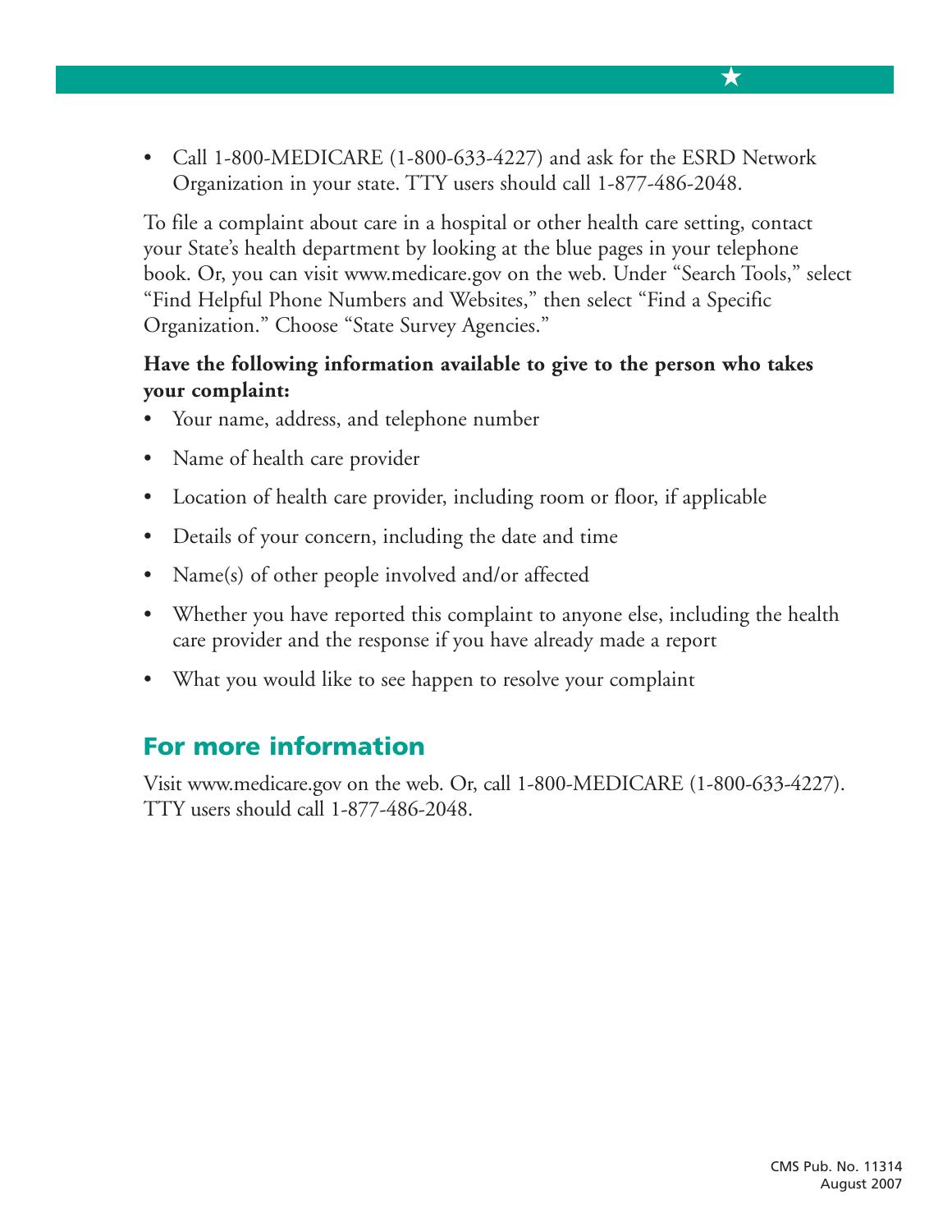- Call 1-800-MEDICARE (1-800-633-4227) and ask for the ESRD Network Organization in your state. TTY users should call 1-877-486-2048.

To file a complaint about care in a hospital or other health care setting, contact your State's health department by looking at the blue pages in your telephone book. Or, you can visit www.medicare.gov on the web. Under "Search Tools," select "Find Helpful Phone Numbers and Websites," then select "Find a Specific Organization." Choose "State Survey Agencies."

**Have the following information available to give to the person who takes your complaint:**

- Your name, address, and telephone number
- Name of health care provider
- Location of health care provider, including room or floor, if applicable
- Details of your concern, including the date and time
- Name(s) of other people involved and/or affected
- Whether you have reported this complaint to anyone else, including the health care provider and the response if you have already made a report
- What you would like to see happen to resolve your complaint

## For more information

Visit www.medicare.gov on the web. Or, call 1-800-MEDICARE (1-800-633-4227). TTY users should call 1-877-486-2048.

CMS Pub. No. 11314
August 2007